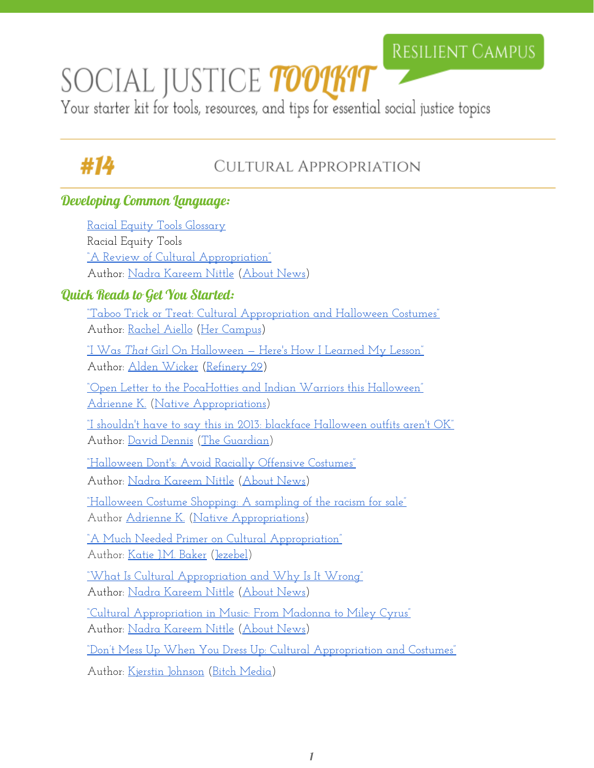RESILIENT CAMPUS

# SOCIAL JUSTICE TOOLKIT

Your starter kit for tools, resources, and tips for essential social justice topics

## #14 CULTURAL APPROPRIATION

### Developing Common Language:

Racial Equity Tools Glossary
Racial Equity Tools

"A Review of Cultural Appropriation"
Author: Nadra Kareem Nittle (About News)

### Quick Reads to Get You Started:

"Taboo Trick or Treat: Cultural Appropriation and Halloween Costumes"
Author: Rachel Aiello (Her Campus)

"I Was *That* Girl On Halloween – Here's How I Learned My Lesson"
Author: Alden Wicker (Refinery 29)

"Open Letter to the PocaHotties and Indian Warriors this Halloween"
Adrienne K. (Native Appropriations)

"I shouldn't have to say this in 2013: blackface Halloween outfits aren't OK"
Author: David Dennis (The Guardian)

"Halloween Dont's: Avoid Racially Offensive Costumes"
Author: Nadra Kareem Nittle (About News)

"Halloween Costume Shopping: A sampling of the racism for sale"
Author Adrienne K. (Native Appropriations)

"A Much Needed Primer on Cultural Appropriation"
Author: Katie J.M. Baker (Jezebel)

"What Is Cultural Appropriation and Why Is It Wrong"
Author: Nadra Kareem Nittle (About News)

"Cultural Appropriation in Music: From Madonna to Miley Cyrus"
Author: Nadra Kareem Nittle (About News)

"Don't Mess Up When You Dress Up: Cultural Appropriation and Costumes"
Author: Kjerstin Johnson (Bitch Media)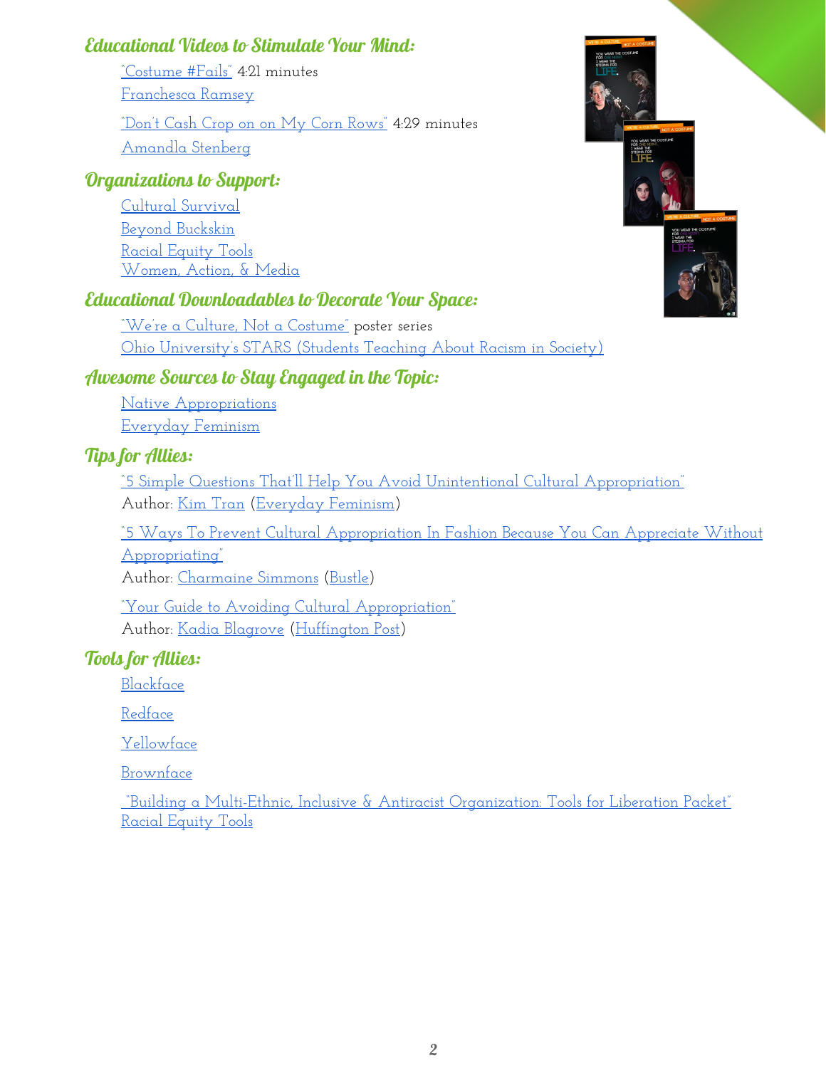## Educational Videos to Stimulate Your Mind:

"Costume #Fails" 4:21 minutes
Franchesca Ramsey

"Don't Cash Crop on on My Corn Rows" 4:29 minutes
Amandla Stenberg

## Organizations to Support:

Cultural Survival
Beyond Buckskin
Racial Equity Tools
Women, Action, & Media

## Educational Downloadables to Decorate Your Space:

"We're a Culture, Not a Costume" poster series
Ohio University's STARS (Students Teaching About Racism in Society)

## Awesome Sources to Stay Engaged in the Topic:

Native Appropriations
Everyday Feminism

## Tips for Allies:

"5 Simple Questions That'll Help You Avoid Unintentional Cultural Appropriation"
Author: Kim Tran (Everyday Feminism)

"5 Ways To Prevent Cultural Appropriation In Fashion Because You Can Appreciate Without Appropriating"
Author: Charmaine Simmons (Bustle)

"Your Guide to Avoiding Cultural Appropriation"
Author: Kadia Blagrove (Huffington Post)

## Tools for Allies:

Blackface

Redface

Yellowface

Brownface

"Building a Multi-Ethnic, Inclusive & Antiracist Organization: Tools for Liberation Packet"
Racial Equity Tools